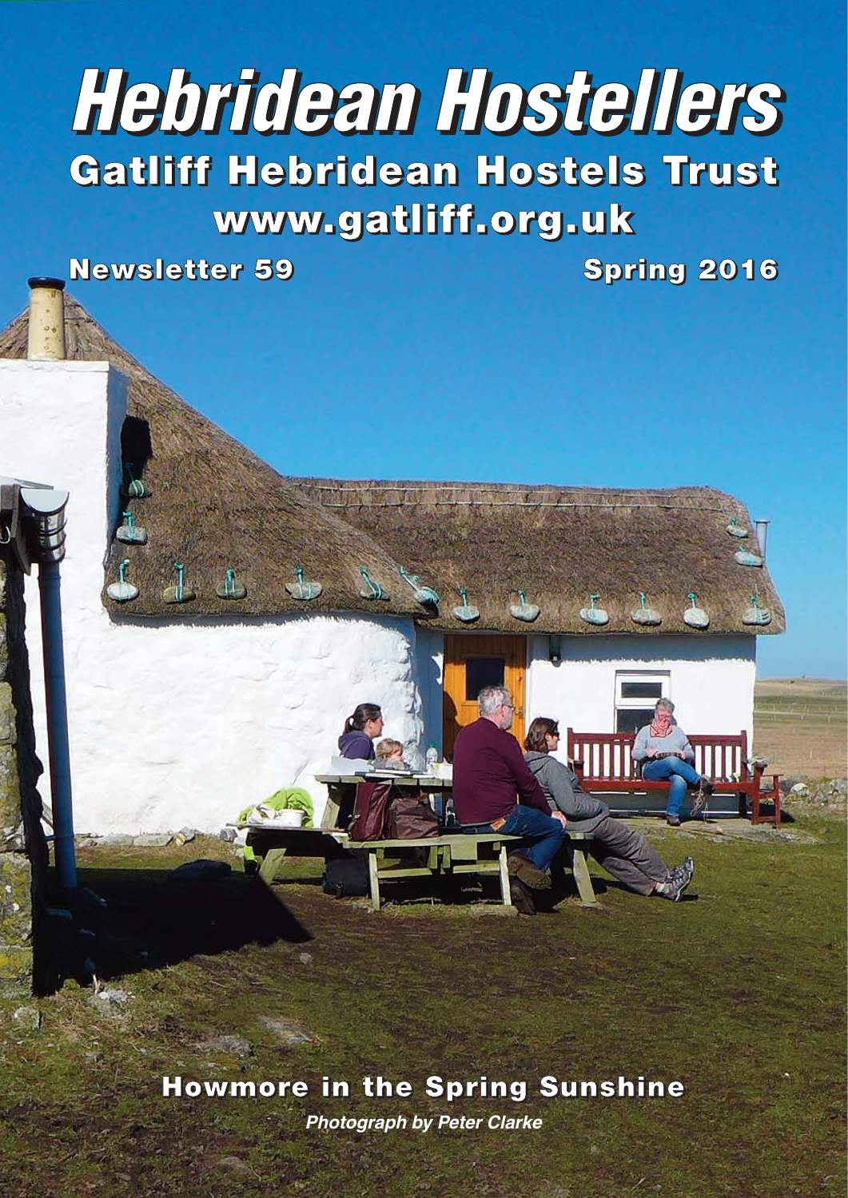# Hebridean Hostellers

## Gatliff Hebridean Hostels Trust

www.gatliff.org.uk

Newsletter 59 | Spring 2016

**Howmore in the Spring Sunshine**

***Photograph by Peter Clarke***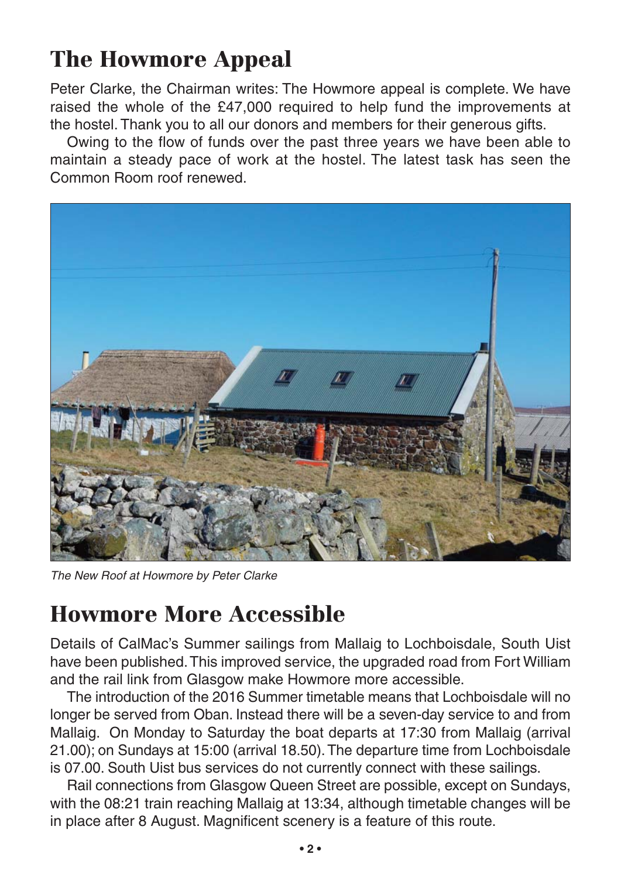## The Howmore Appeal

Peter Clarke, the Chairman writes: The Howmore appeal is complete. We have raised the whole of the £47,000 required to help fund the improvements at the hostel. Thank you to all our donors and members for their generous gifts.

Owing to the flow of funds over the past three years we have been able to maintain a steady pace of work at the hostel. The latest task has seen the Common Room roof renewed.

*The New Roof at Howmore by Peter Clarke*

## Howmore More Accessible

Details of CalMac's Summer sailings from Mallaig to Lochboisdale, South Uist have been published. This improved service, the upgraded road from Fort William and the rail link from Glasgow make Howmore more accessible.

The introduction of the 2016 Summer timetable means that Lochboisdale will no longer be served from Oban. Instead there will be a seven-day service to and from Mallaig. On Monday to Saturday the boat departs at 17:30 from Mallaig (arrival 21.00); on Sundays at 15:00 (arrival 18.50). The departure time from Lochboisdale is 07.00. South Uist bus services do not currently connect with these sailings.

Rail connections from Glasgow Queen Street are possible, except on Sundays, with the 08:21 train reaching Mallaig at 13:34, although timetable changes will be in place after 8 August. Magnificent scenery is a feature of this route.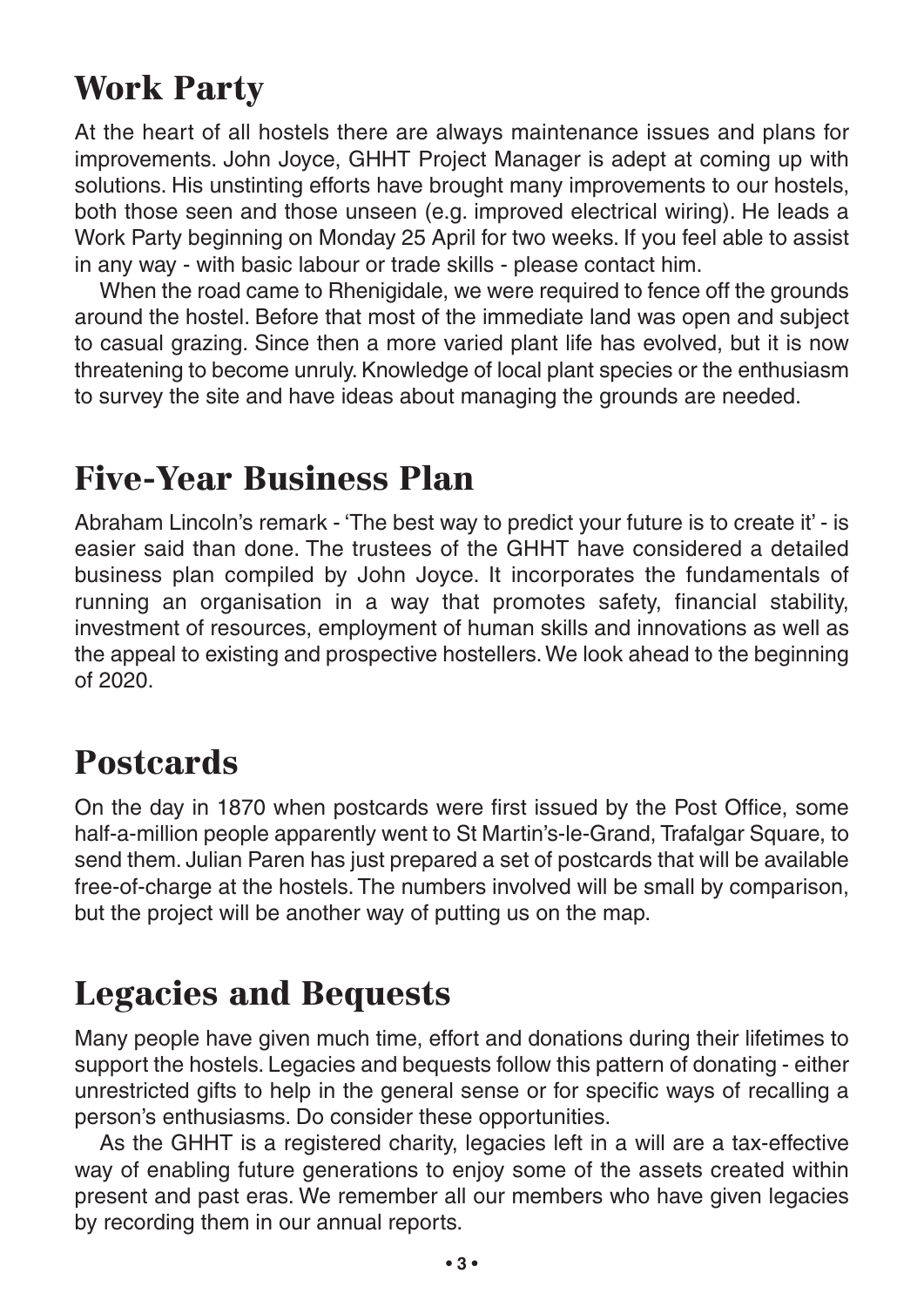## Work Party

At the heart of all hostels there are always maintenance issues and plans for improvements. John Joyce, GHHT Project Manager is adept at coming up with solutions. His unstinting efforts have brought many improvements to our hostels, both those seen and those unseen (e.g. improved electrical wiring). He leads a Work Party beginning on Monday 25 April for two weeks. If you feel able to assist in any way - with basic labour or trade skills - please contact him.

When the road came to Rhenigidale, we were required to fence off the grounds around the hostel. Before that most of the immediate land was open and subject to casual grazing. Since then a more varied plant life has evolved, but it is now threatening to become unruly. Knowledge of local plant species or the enthusiasm to survey the site and have ideas about managing the grounds are needed.

## Five-Year Business Plan

Abraham Lincoln's remark - 'The best way to predict your future is to create it' - is easier said than done. The trustees of the GHHT have considered a detailed business plan compiled by John Joyce. It incorporates the fundamentals of running an organisation in a way that promotes safety, financial stability, investment of resources, employment of human skills and innovations as well as the appeal to existing and prospective hostellers. We look ahead to the beginning of 2020.

## Postcards

On the day in 1870 when postcards were first issued by the Post Office, some half-a-million people apparently went to St Martin's-le-Grand, Trafalgar Square, to send them. Julian Paren has just prepared a set of postcards that will be available free-of-charge at the hostels. The numbers involved will be small by comparison, but the project will be another way of putting us on the map.

## Legacies and Bequests

Many people have given much time, effort and donations during their lifetimes to support the hostels. Legacies and bequests follow this pattern of donating - either unrestricted gifts to help in the general sense or for specific ways of recalling a person's enthusiasms. Do consider these opportunities.

As the GHHT is a registered charity, legacies left in a will are a tax-effective way of enabling future generations to enjoy some of the assets created within present and past eras. We remember all our members who have given legacies by recording them in our annual reports.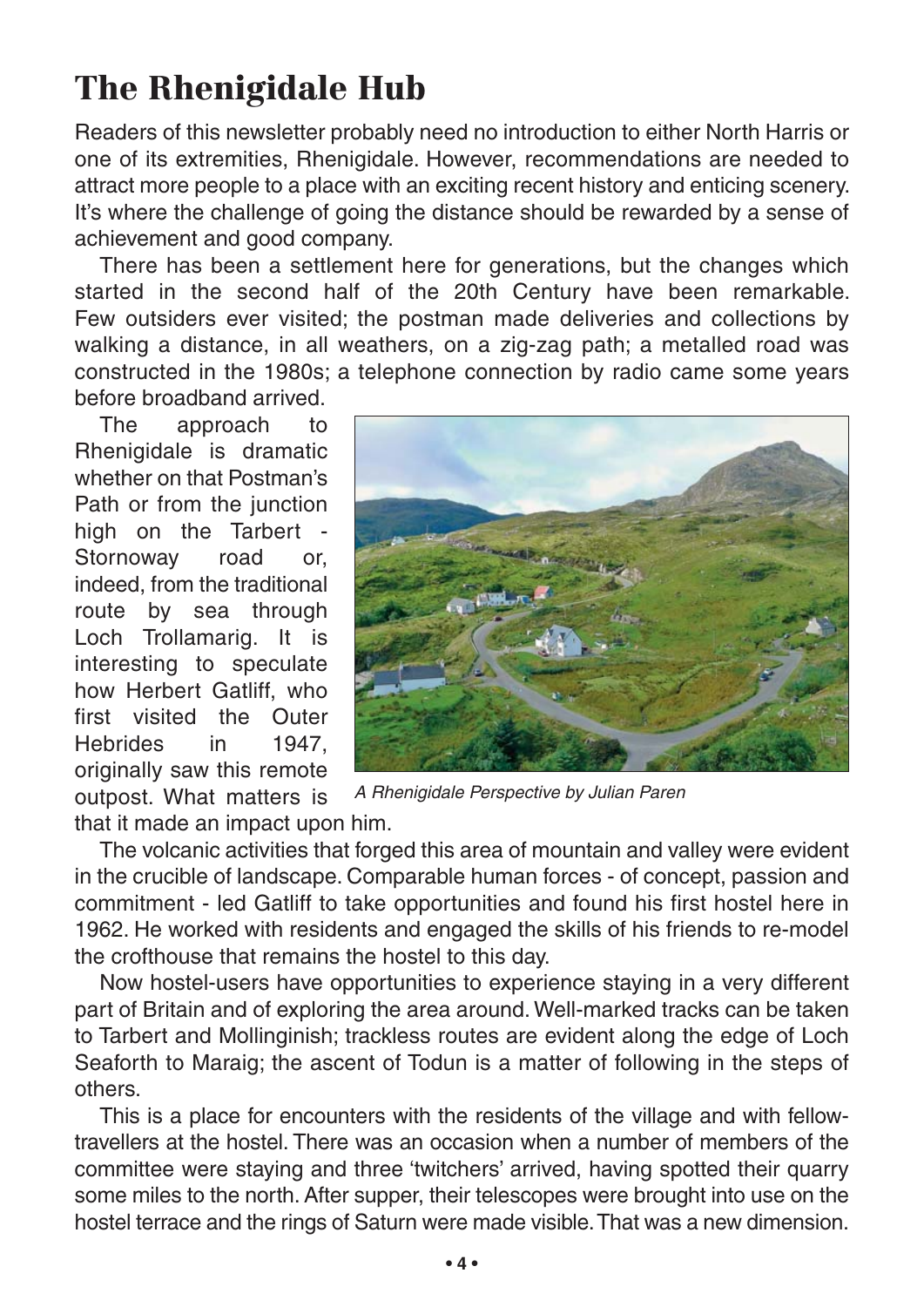# The Rhenigidale Hub

Readers of this newsletter probably need no introduction to either North Harris or one of its extremities, Rhenigidale. However, recommendations are needed to attract more people to a place with an exciting recent history and enticing scenery. It's where the challenge of going the distance should be rewarded by a sense of achievement and good company.

There has been a settlement here for generations, but the changes which started in the second half of the 20th Century have been remarkable. Few outsiders ever visited; the postman made deliveries and collections by walking a distance, in all weathers, on a zig-zag path; a metalled road was constructed in the 1980s; a telephone connection by radio came some years before broadband arrived.

The approach to Rhenigidale is dramatic whether on that Postman's Path or from the junction high on the Tarbert - Stornoway road or, indeed, from the traditional route by sea through Loch Trollamarig. It is interesting to speculate how Herbert Gatliff, who first visited the Outer Hebrides in 1947, originally saw this remote outpost. What matters is that it made an impact upon him.

*A Rhenigidale Perspective by Julian Paren*

The volcanic activities that forged this area of mountain and valley were evident in the crucible of landscape. Comparable human forces - of concept, passion and commitment - led Gatliff to take opportunities and found his first hostel here in 1962. He worked with residents and engaged the skills of his friends to re-model the crofthouse that remains the hostel to this day.

Now hostel-users have opportunities to experience staying in a very different part of Britain and of exploring the area around. Well-marked tracks can be taken to Tarbert and Mollinginish; trackless routes are evident along the edge of Loch Seaforth to Maraig; the ascent of Todun is a matter of following in the steps of others.

This is a place for encounters with the residents of the village and with fellow-travellers at the hostel. There was an occasion when a number of members of the committee were staying and three 'twitchers' arrived, having spotted their quarry some miles to the north. After supper, their telescopes were brought into use on the hostel terrace and the rings of Saturn were made visible. That was a new dimension.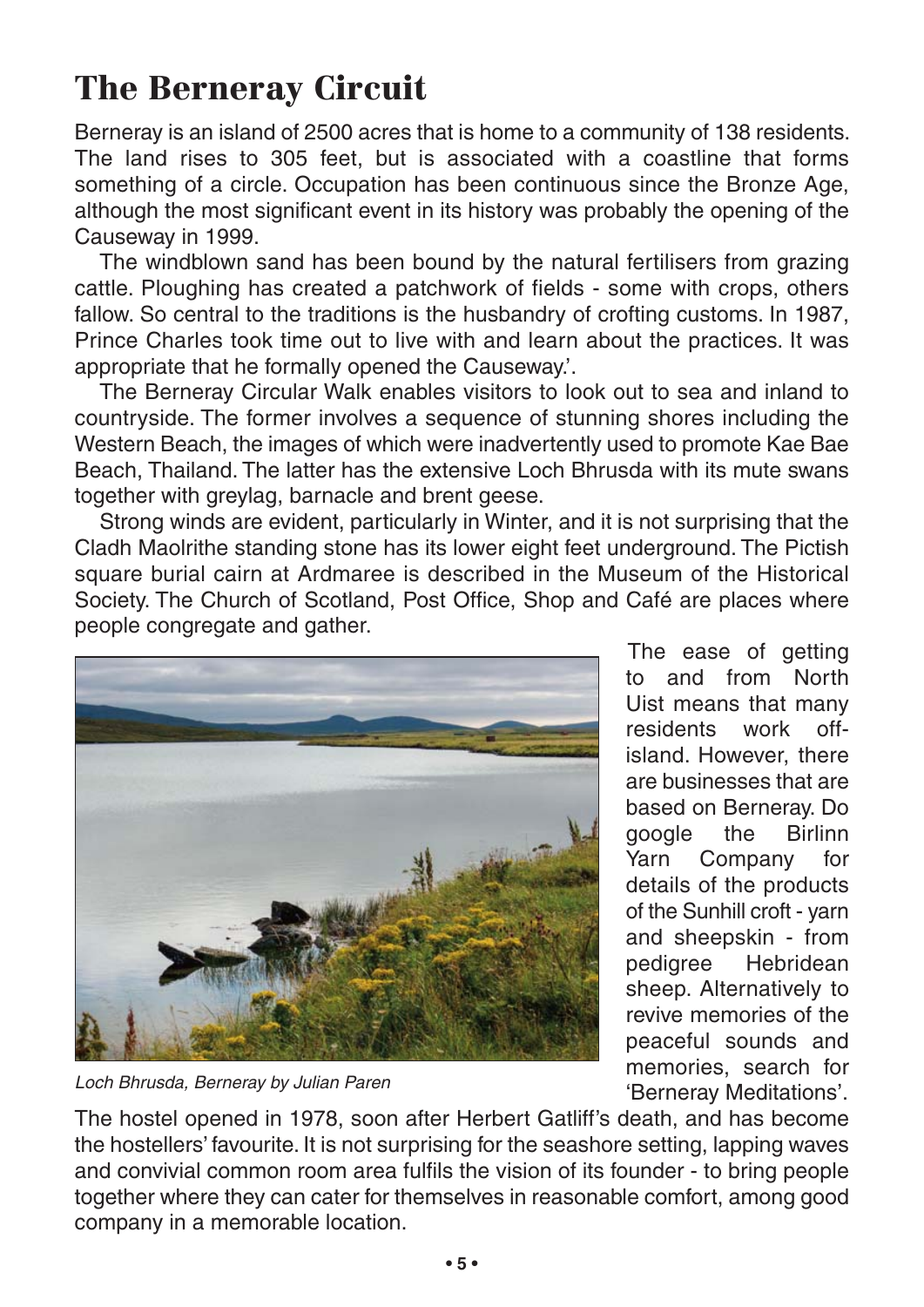# The Berneray Circuit

Berneray is an island of 2500 acres that is home to a community of 138 residents. The land rises to 305 feet, but is associated with a coastline that forms something of a circle. Occupation has been continuous since the Bronze Age, although the most significant event in its history was probably the opening of the Causeway in 1999.

The windblown sand has been bound by the natural fertilisers from grazing cattle. Ploughing has created a patchwork of fields - some with crops, others fallow. So central to the traditions is the husbandry of crofting customs. In 1987, Prince Charles took time out to live with and learn about the practices. It was appropriate that he formally opened the Causeway.'.

The Berneray Circular Walk enables visitors to look out to sea and inland to countryside. The former involves a sequence of stunning shores including the Western Beach, the images of which were inadvertently used to promote Kae Bae Beach, Thailand. The latter has the extensive Loch Bhrusda with its mute swans together with greylag, barnacle and brent geese.

Strong winds are evident, particularly in Winter, and it is not surprising that the Cladh Maolrithe standing stone has its lower eight feet underground. The Pictish square burial cairn at Ardmaree is described in the Museum of the Historical Society. The Church of Scotland, Post Office, Shop and Café are places where people congregate and gather.

*Loch Bhrusda, Berneray by Julian Paren*

The ease of getting to and from North Uist means that many residents work off-island. However, there are businesses that are based on Berneray. Do google the Birlinn Yarn Company for details of the products of the Sunhill croft - yarn and sheepskin - from pedigree Hebridean sheep. Alternatively to revive memories of the peaceful sounds and memories, search for 'Berneray Meditations'.

The hostel opened in 1978, soon after Herbert Gatliff's death, and has become the hostellers' favourite. It is not surprising for the seashore setting, lapping waves and convivial common room area fulfils the vision of its founder - to bring people together where they can cater for themselves in reasonable comfort, among good company in a memorable location.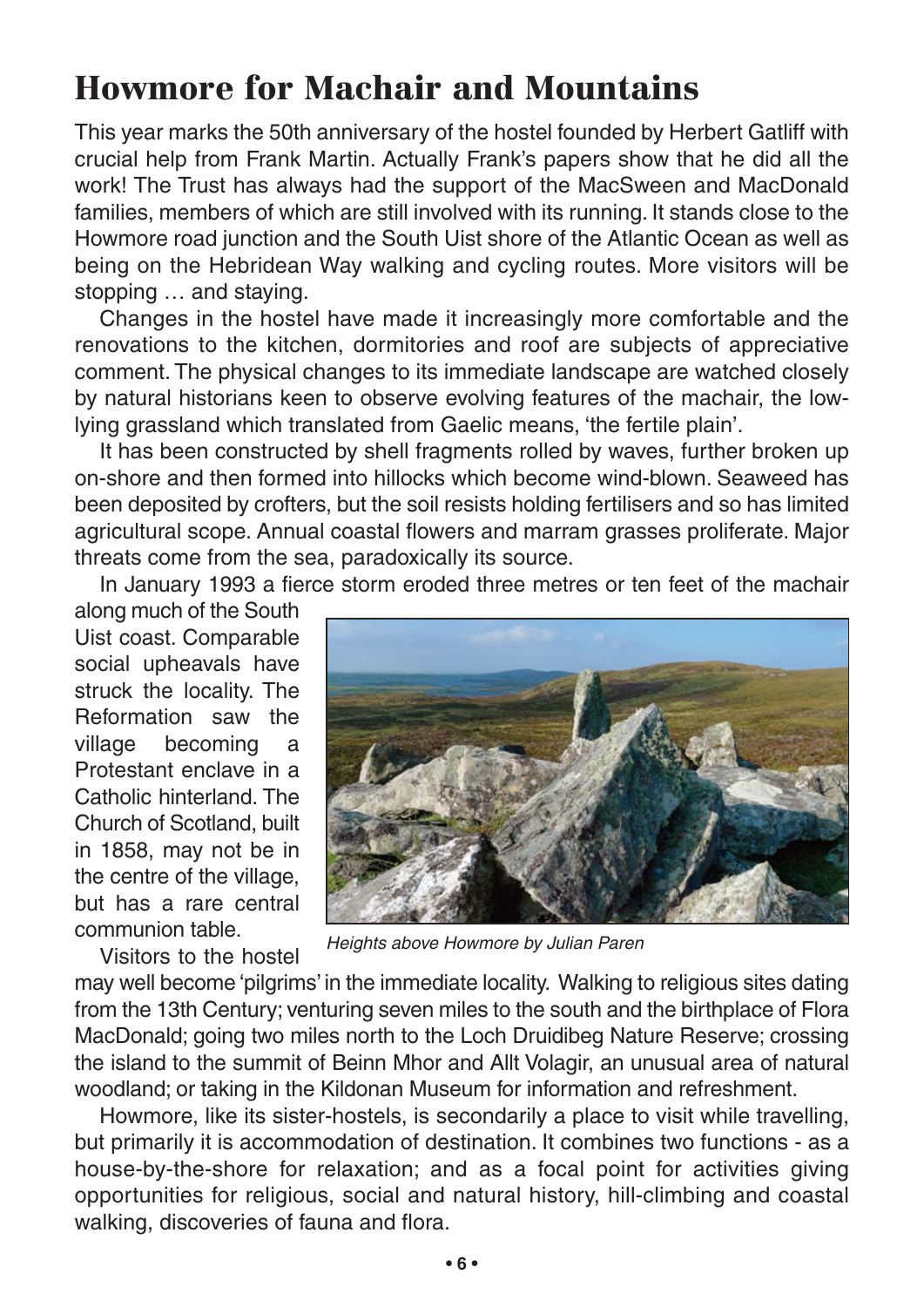# Howmore for Machair and Mountains

This year marks the 50th anniversary of the hostel founded by Herbert Gatliff with crucial help from Frank Martin. Actually Frank's papers show that he did all the work! The Trust has always had the support of the MacSween and MacDonald families, members of which are still involved with its running. It stands close to the Howmore road junction and the South Uist shore of the Atlantic Ocean as well as being on the Hebridean Way walking and cycling routes. More visitors will be stopping … and staying.

Changes in the hostel have made it increasingly more comfortable and the renovations to the kitchen, dormitories and roof are subjects of appreciative comment. The physical changes to its immediate landscape are watched closely by natural historians keen to observe evolving features of the machair, the low-lying grassland which translated from Gaelic means, 'the fertile plain'.

It has been constructed by shell fragments rolled by waves, further broken up on-shore and then formed into hillocks which become wind-blown. Seaweed has been deposited by crofters, but the soil resists holding fertilisers and so has limited agricultural scope. Annual coastal flowers and marram grasses proliferate. Major threats come from the sea, paradoxically its source.

In January 1993 a fierce storm eroded three metres or ten feet of the machair along much of the South Uist coast. Comparable social upheavals have struck the locality. The Reformation saw the village becoming a Protestant enclave in a Catholic hinterland. The Church of Scotland, built in 1858, may not be in the centre of the village, but has a rare central communion table.

*Heights above Howmore by Julian Paren*

Visitors to the hostel may well become 'pilgrims' in the immediate locality. Walking to religious sites dating from the 13th Century; venturing seven miles to the south and the birthplace of Flora MacDonald; going two miles north to the Loch Druidibeg Nature Reserve; crossing the island to the summit of Beinn Mhor and Allt Volagir, an unusual area of natural woodland; or taking in the Kildonan Museum for information and refreshment.

Howmore, like its sister-hostels, is secondarily a place to visit while travelling, but primarily it is accommodation of destination. It combines two functions - as a house-by-the-shore for relaxation; and as a focal point for activities giving opportunities for religious, social and natural history, hill-climbing and coastal walking, discoveries of fauna and flora.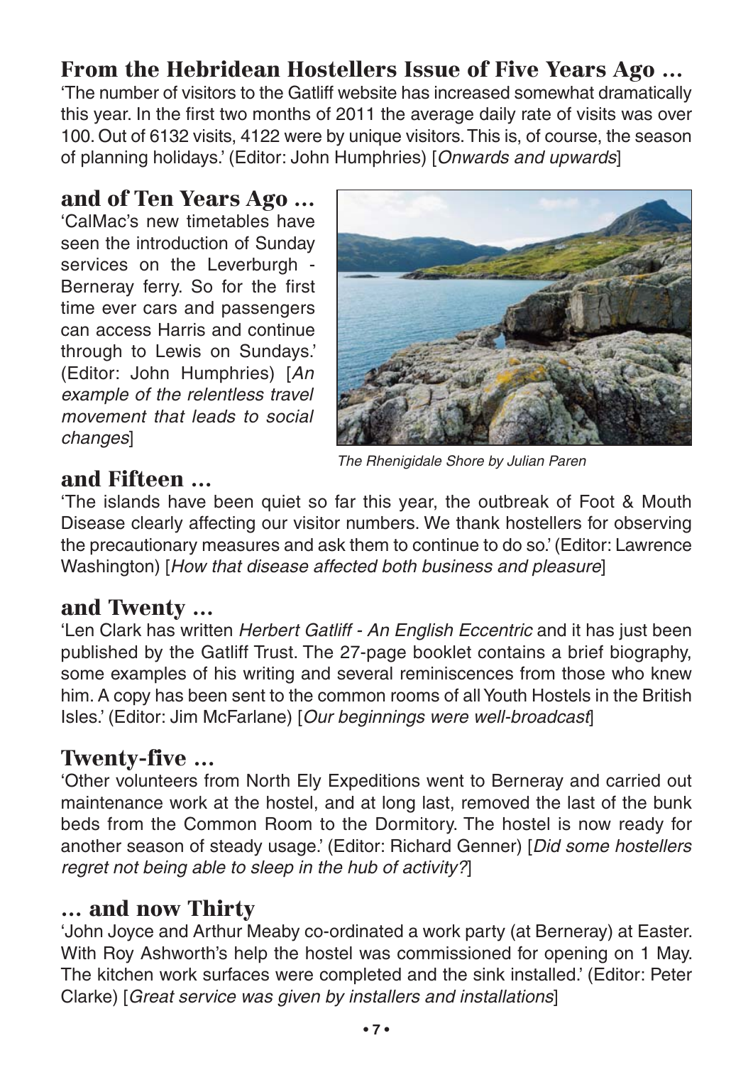## From the Hebridean Hostellers Issue of Five Years Ago ...

'The number of visitors to the Gatliff website has increased somewhat dramatically this year. In the first two months of 2011 the average daily rate of visits was over 100. Out of 6132 visits, 4122 were by unique visitors. This is, of course, the season of planning holidays.' (Editor: John Humphries) [*Onwards and upwards*]

## and of Ten Years Ago ...

'CalMac's new timetables have seen the introduction of Sunday services on the Leverburgh - Berneray ferry. So for the first time ever cars and passengers can access Harris and continue through to Lewis on Sundays.' (Editor: John Humphries) [*An example of the relentless travel movement that leads to social changes*]

*The Rhenigidale Shore by Julian Paren*

## and Fifteen ...

'The islands have been quiet so far this year, the outbreak of Foot & Mouth Disease clearly affecting our visitor numbers. We thank hostellers for observing the precautionary measures and ask them to continue to do so.' (Editor: Lawrence Washington) [*How that disease affected both business and pleasure*]

## and Twenty ...

'Len Clark has written *Herbert Gatliff - An English Eccentric* and it has just been published by the Gatliff Trust. The 27-page booklet contains a brief biography, some examples of his writing and several reminiscences from those who knew him. A copy has been sent to the common rooms of all Youth Hostels in the British Isles.' (Editor: Jim McFarlane) [*Our beginnings were well-broadcast*]

## Twenty-five ...

'Other volunteers from North Ely Expeditions went to Berneray and carried out maintenance work at the hostel, and at long last, removed the last of the bunk beds from the Common Room to the Dormitory. The hostel is now ready for another season of steady usage.' (Editor: Richard Genner) [*Did some hostellers regret not being able to sleep in the hub of activity?*]

## ... and now Thirty

'John Joyce and Arthur Meaby co-ordinated a work party (at Berneray) at Easter. With Roy Ashworth's help the hostel was commissioned for opening on 1 May. The kitchen work surfaces were completed and the sink installed.' (Editor: Peter Clarke) [*Great service was given by installers and installations*]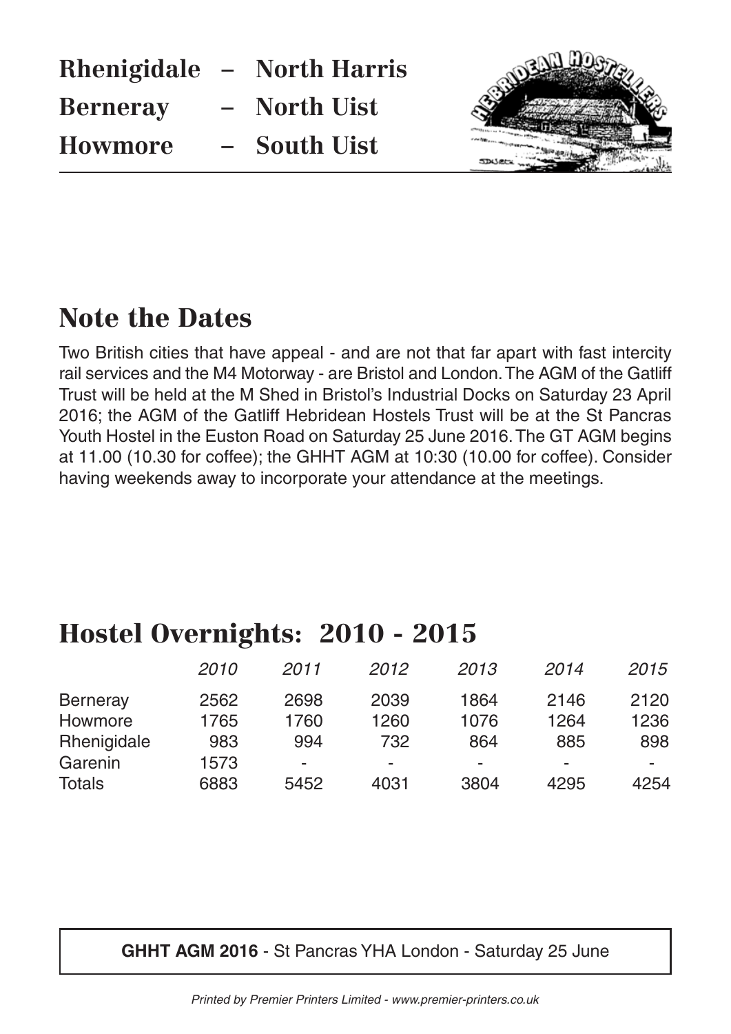**Rhenigidale – North Harris**
**Berneray – North Uist**
**Howmore – South Uist**

## Note the Dates

Two British cities that have appeal - and are not that far apart with fast intercity rail services and the M4 Motorway - are Bristol and London. The AGM of the Gatliff Trust will be held at the M Shed in Bristol's Industrial Docks on Saturday 23 April 2016; the AGM of the Gatliff Hebridean Hostels Trust will be at the St Pancras Youth Hostel in the Euston Road on Saturday 25 June 2016. The GT AGM begins at 11.00 (10.30 for coffee); the GHHT AGM at 10:30 (10.00 for coffee). Consider having weekends away to incorporate your attendance at the meetings.

## Hostel Overnights: 2010 - 2015

| | *2010* | *2011* | *2012* | *2013* | *2014* | *2015* |
|---|---|---|---|---|---|---|
| Berneray | 2562 | 2698 | 2039 | 1864 | 2146 | 2120 |
| Howmore | 1765 | 1760 | 1260 | 1076 | 1264 | 1236 |
| Rhenigidale | 983 | 994 | 732 | 864 | 885 | 898 |
| Garenin | 1573 | - | - | - | - | - |
| Totals | 6883 | 5452 | 4031 | 3804 | 4295 | 4254 |

**GHHT AGM 2016** - St Pancras YHA London - Saturday 25 June

*Printed by Premier Printers Limited - www.premier-printers.co.uk*